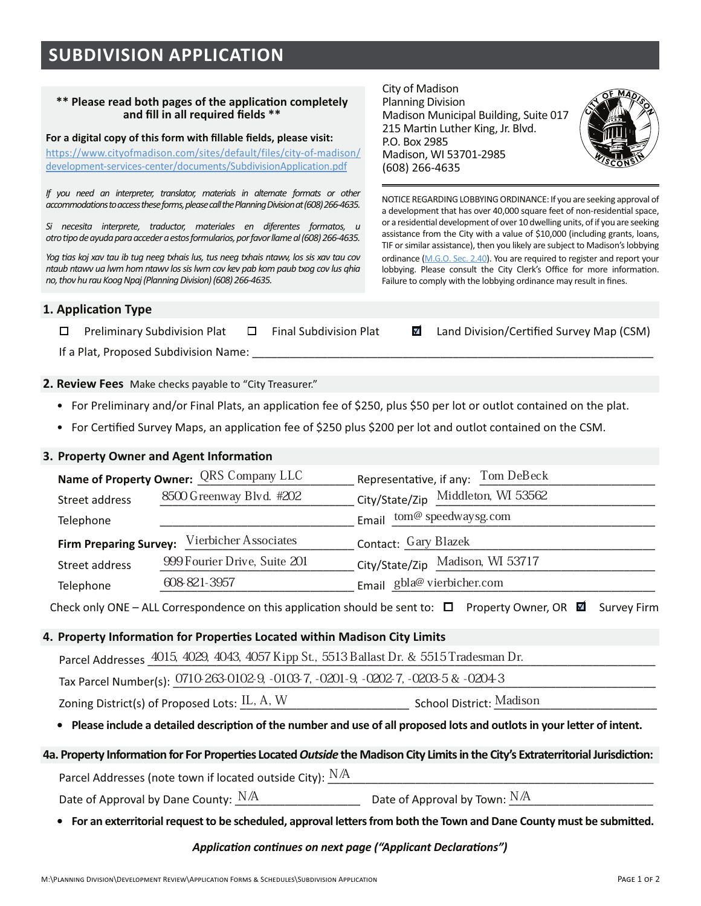# SUBDIVISION APPLICATION

**\*\* Please read both pages of the application completely and fill in all required fields \*\***

**For a digital copy of this form with fillable fields, please visit:**
https://www.cityofmadison.com/sites/default/files/city-of-madison/development-services-center/documents/SubdivisionApplication.pdf

*If you need an interpreter, translator, materials in alternate formats or other accommodations to access these forms, please call the Planning Division at (608) 266-4635.*

*Si necesita interprete, traductor, materiales en diferentes formatos, u otro tipo de ayuda para acceder a estos formularios, por favor llame al (608) 266-4635.*

*Yog tias koj xav tau ib tug neeg txhais lus, tus neeg txhais ntawv, los sis xav tau cov ntaub ntawv ua lwm hom ntawv los sis lwm cov kev pab kom paub txog cov lus qhia no, thov hu rau Koog Npaj (Planning Division) (608) 266-4635.*

City of Madison
Planning Division
Madison Municipal Building, Suite 017
215 Martin Luther King, Jr. Blvd.
P.O. Box 2985
Madison, WI 53701-2985
(608) 266-4635

NOTICE REGARDING LOBBYING ORDINANCE: If you are seeking approval of a development that has over 40,000 square feet of non-residential space, or a residential development of over 10 dwelling units, of if you are seeking assistance from the City with a value of $10,000 (including grants, loans, TIF or similar assistance), then you likely are subject to Madison's lobbying ordinance (M.G.O. Sec. 2.40). You are required to register and report your lobbying. Please consult the City Clerk's Office for more information. Failure to comply with the lobbying ordinance may result in fines.

## 1. Application Type

☐ Preliminary Subdivision Plat ☐ Final Subdivision Plat ☑ Land Division/Certified Survey Map (CSM)

If a Plat, Proposed Subdivision Name: ______________________

## 2. Review Fees

Make checks payable to "City Treasurer."

- For Preliminary and/or Final Plats, an application fee of $250, plus $50 per lot or outlot contained on the plat.
- For Certified Survey Maps, an application fee of $250 plus $200 per lot and outlot contained on the CSM.

## 3. Property Owner and Agent Information

**Name of Property Owner:** QRS Company LLC
Representative, if any: Tom DeBeck
Street address: 8500 Greenway Blvd. #202
City/State/Zip: Middleton, WI 53562
Telephone: ______________
Email: tom@speedwaysg.com

**Firm Preparing Survey:** Vierbicher Associates
Contact: Gary Blazek
Street address: 999 Fourier Drive, Suite 201
City/State/Zip: Madison, WI 53717
Telephone: 608-821-3957
Email: gbla@vierbicher.com

Check only ONE – ALL Correspondence on this application should be sent to: ☐ Property Owner, OR ☑ Survey Firm

## 4. Property Information for Properties Located within Madison City Limits

Parcel Addresses: 4015, 4029, 4043, 4057 Kipp St., 5513 Ballast Dr. & 5515 Tradesman Dr.

Tax Parcel Number(s): 0710-263-0102-9, -0103-7, -0201-9, -0202-7, -0203-5 & -0204-3

Zoning District(s) of Proposed Lots: IL, A, W School District: Madison

- **Please include a detailed description of the number and use of all proposed lots and outlots in your letter of intent.**

## 4a. Property Information for For Properties Located *Outside* the Madison City Limits in the City's Extraterritorial Jurisdiction:

Parcel Addresses (note town if located outside City): N/A

Date of Approval by Dane County: N/A Date of Approval by Town: N/A

- **For an exterritorial request to be scheduled, approval letters from both the Town and Dane County must be submitted.**

***Application continues on next page ("Applicant Declarations")***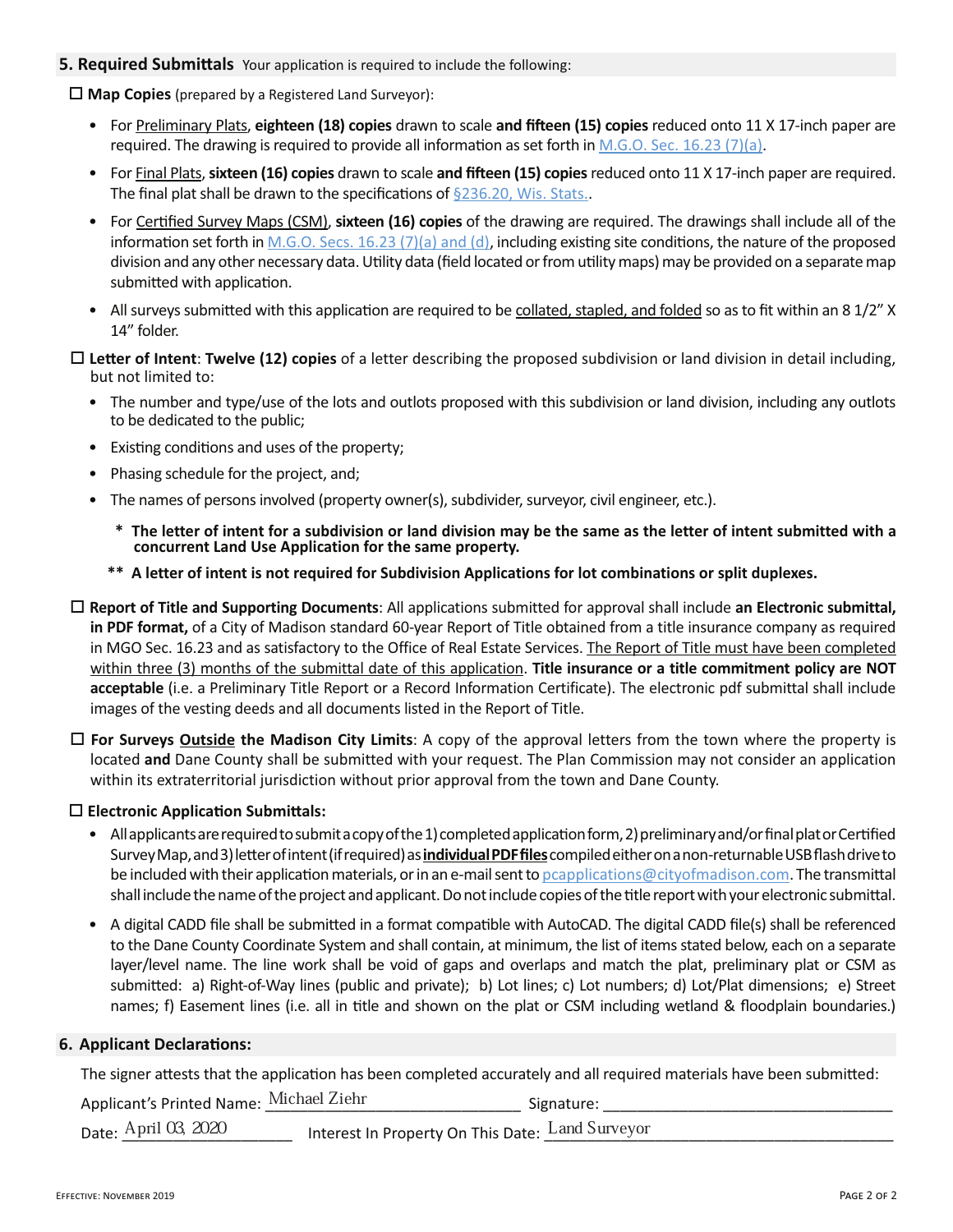## 5. Required Submittals Your application is required to include the following:

☐ **Map Copies** (prepared by a Registered Land Surveyor):

- For Preliminary Plats, **eighteen (18) copies** drawn to scale **and fifteen (15) copies** reduced onto 11 X 17-inch paper are required. The drawing is required to provide all information as set forth in M.G.O. Sec. 16.23 (7)(a).
- For Final Plats, **sixteen (16) copies** drawn to scale **and fifteen (15) copies** reduced onto 11 X 17-inch paper are required. The final plat shall be drawn to the specifications of §236.20, Wis. Stats..
- For Certified Survey Maps (CSM), **sixteen (16) copies** of the drawing are required. The drawings shall include all of the information set forth in M.G.O. Secs. 16.23 (7)(a) and (d), including existing site conditions, the nature of the proposed division and any other necessary data. Utility data (field located or from utility maps) may be provided on a separate map submitted with application.
- All surveys submitted with this application are required to be collated, stapled, and folded so as to fit within an 8 1/2" X 14" folder.

☐ **Letter of Intent**: **Twelve (12) copies** of a letter describing the proposed subdivision or land division in detail including, but not limited to:

- The number and type/use of the lots and outlots proposed with this subdivision or land division, including any outlots to be dedicated to the public;
- Existing conditions and uses of the property;
- Phasing schedule for the project, and;
- The names of persons involved (property owner(s), subdivider, surveyor, civil engineer, etc.).

\* **The letter of intent for a subdivision or land division may be the same as the letter of intent submitted with a concurrent Land Use Application for the same property.**

\*\* **A letter of intent is not required for Subdivision Applications for lot combinations or split duplexes.**

☐ **Report of Title and Supporting Documents**: All applications submitted for approval shall include **an Electronic submittal, in PDF format,** of a City of Madison standard 60-year Report of Title obtained from a title insurance company as required in MGO Sec. 16.23 and as satisfactory to the Office of Real Estate Services. The Report of Title must have been completed within three (3) months of the submittal date of this application. **Title insurance or a title commitment policy are NOT acceptable** (i.e. a Preliminary Title Report or a Record Information Certificate). The electronic pdf submittal shall include images of the vesting deeds and all documents listed in the Report of Title.

☐ **For Surveys Outside the Madison City Limits**: A copy of the approval letters from the town where the property is located **and** Dane County shall be submitted with your request. The Plan Commission may not consider an application within its extraterritorial jurisdiction without prior approval from the town and Dane County.

☐ **Electronic Application Submittals:**

- All applicants are required to submit a copy of the 1) completed application form, 2) preliminary and/or final plat or Certified Survey Map, and 3) letter of intent (if required) as **individual PDF files** compiled either on a non-returnable USB flash drive to be included with their application materials, or in an e-mail sent to pcapplications@cityofmadison.com. The transmittal shall include the name of the project and applicant. Do not include copies of the title report with your electronic submittal.
- A digital CADD file shall be submitted in a format compatible with AutoCAD. The digital CADD file(s) shall be referenced to the Dane County Coordinate System and shall contain, at minimum, the list of items stated below, each on a separate layer/level name. The line work shall be void of gaps and overlaps and match the plat, preliminary plat or CSM as submitted: a) Right-of-Way lines (public and private); b) Lot lines; c) Lot numbers; d) Lot/Plat dimensions; e) Street names; f) Easement lines (i.e. all in title and shown on the plat or CSM including wetland & floodplain boundaries.)

## 6. Applicant Declarations:

The signer attests that the application has been completed accurately and all required materials have been submitted:

Applicant's Printed Name: Michael Ziehr Signature: ____________________

Date: April 03, 2020 Interest In Property On This Date: Land Surveyor

Effective: November 2019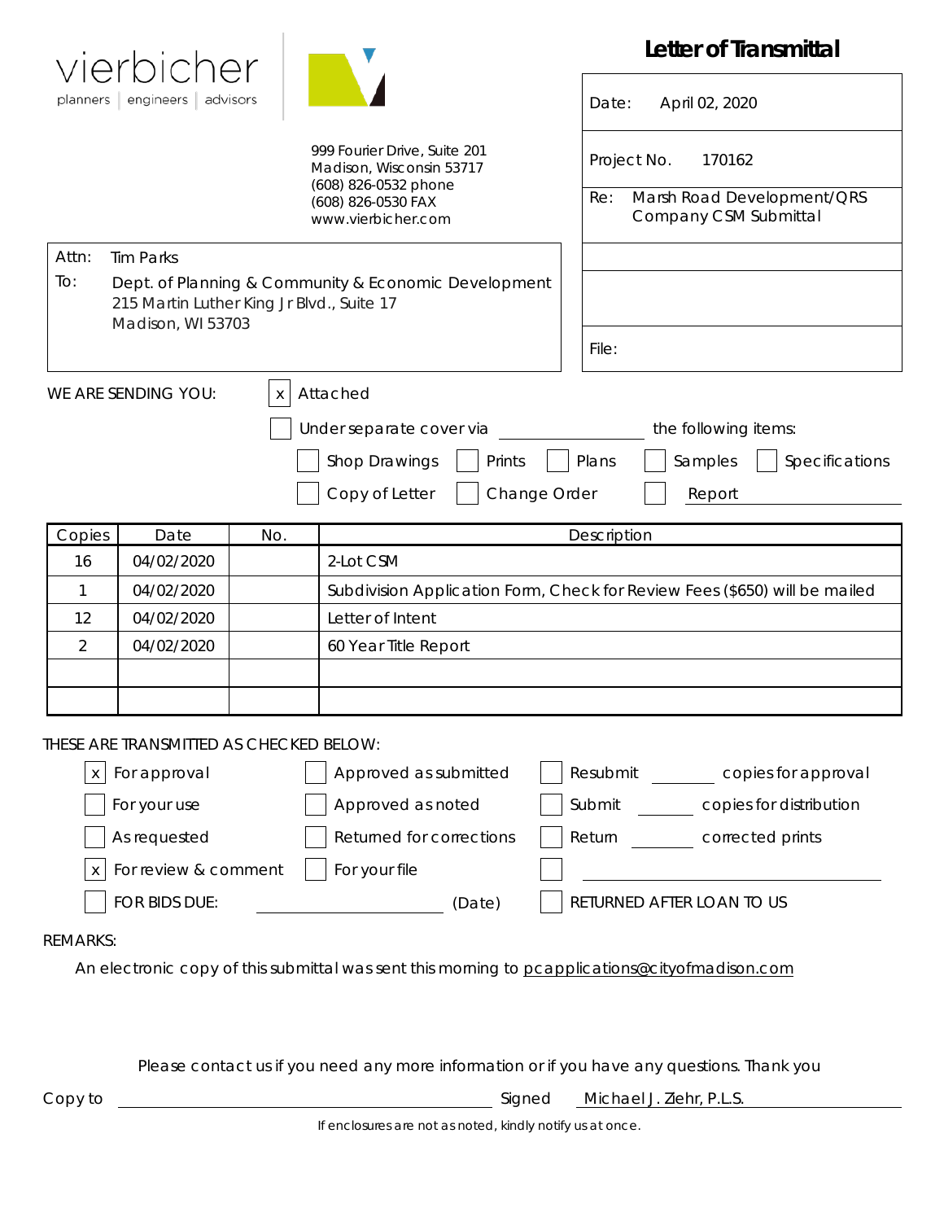vierbicher

planners | engineers | advisors

999 Fourier Drive, Suite 201
Madison, Wisconsin 53717
(608) 826-0532 phone
(608) 826-0530 FAX
www.vierbicher.com

# Letter of Transmittal

Date: April 02, 2020

Project No. 170162

Re: Marsh Road Development/QRS Company CSM Submittal

File:

Attn: Tim Parks

To: Dept. of Planning & Community & Economic Development
215 Martin Luther King Jr Blvd., Suite 17
Madison, WI 53703

WE ARE SENDING YOU: [x] Attached

[ ] Under separate cover via ____________ the following items:

[ ] Shop Drawings [ ] Prints [ ] Plans [ ] Samples [ ] Specifications

[ ] Copy of Letter [ ] Change Order [ ] Report

| Copies | Date | No. | Description |
|---|---|---|---|
| 16 | 04/02/2020 | | 2-Lot CSM |
| 1 | 04/02/2020 | | Subdivision Application Form, Check for Review Fees ($650) will be mailed |
| 12 | 04/02/2020 | | Letter of Intent |
| 2 | 04/02/2020 | | 60 Year Title Report |
| | | | |
| | | | |

THESE ARE TRANSMITTED AS CHECKED BELOW:

[x] For approval [ ] Approved as submitted [ ] Resubmit ______ copies for approval

[ ] For your use [ ] Approved as noted [ ] Submit ______ copies for distribution

[ ] As requested [ ] Returned for corrections [ ] Return ______ corrected prints

[x] For review & comment [ ] For your file [ ] ____________

[ ] FOR BIDS DUE: ____________ (Date) [ ] RETURNED AFTER LOAN TO US

REMARKS:

An electronic copy of this submittal was sent this morning to pcapplications@cityofmadison.com

Please contact us if you need any more information or if you have any questions. Thank you

Copy to ____________ Signed Michael J. Ziehr, P.L.S.

If enclosures are not as noted, kindly notify us at once.